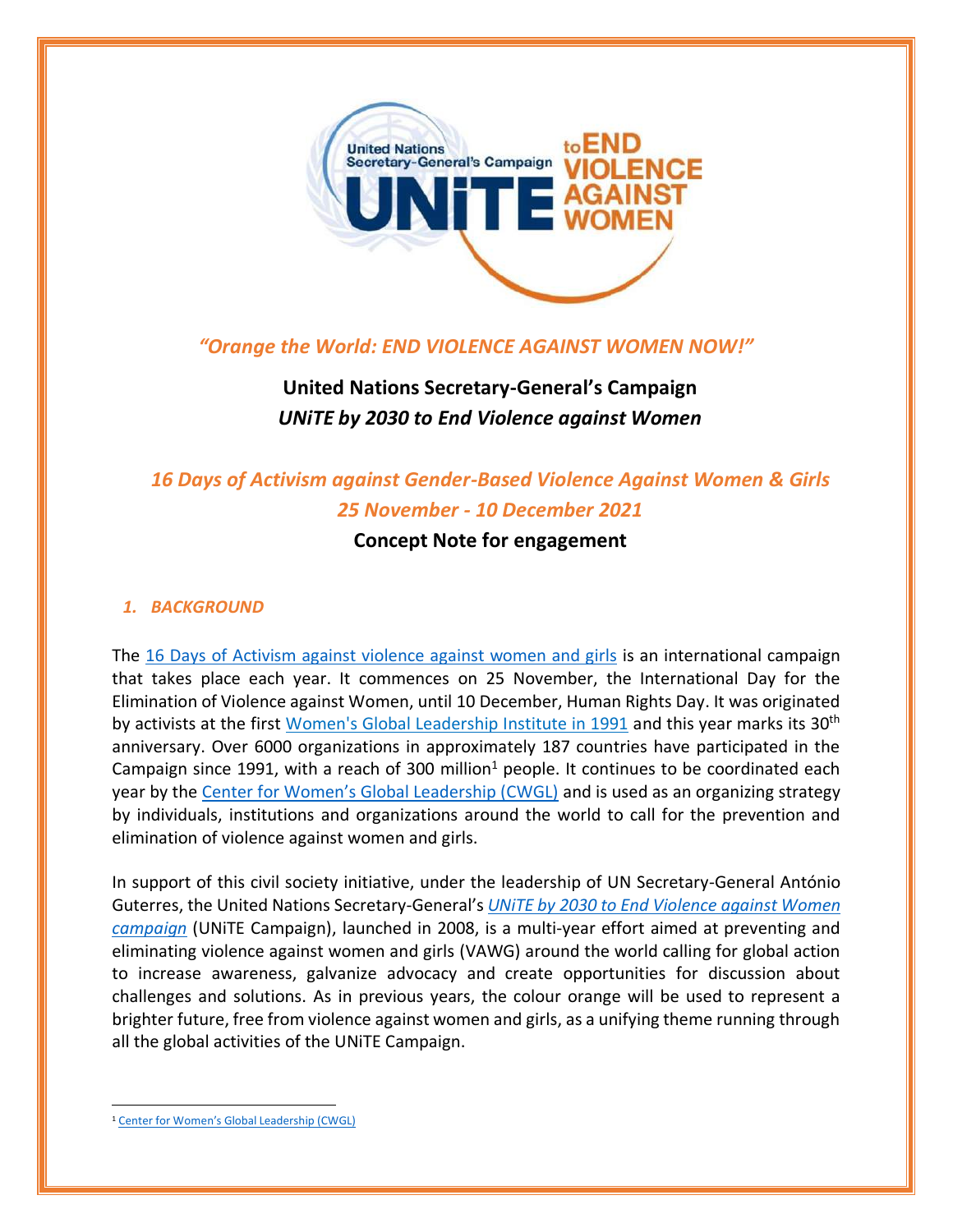*"Orange the World: END VIOLENCE AGAINST WOMEN NOW!"*

**United Nations Secretary-General's Campaign**
***UNiTE by 2030 to End Violence against Women***

*16 Days of Activism against Gender-Based Violence Against Women & Girls*
*25 November - 10 December 2021*

**Concept Note for engagement**

## *1. BACKGROUND*

The 16 Days of Activism against violence against women and girls is an international campaign that takes place each year. It commences on 25 November, the International Day for the Elimination of Violence against Women, until 10 December, Human Rights Day. It was originated by activists at the first Women's Global Leadership Institute in 1991 and this year marks its 30th anniversary. Over 6000 organizations in approximately 187 countries have participated in the Campaign since 1991, with a reach of 300 million[1] people. It continues to be coordinated each year by the Center for Women's Global Leadership (CWGL) and is used as an organizing strategy by individuals, institutions and organizations around the world to call for the prevention and elimination of violence against women and girls.

In support of this civil society initiative, under the leadership of UN Secretary-General António Guterres, the United Nations Secretary-General's *UNiTE by 2030 to End Violence against Women campaign* (UNiTE Campaign), launched in 2008, is a multi-year effort aimed at preventing and eliminating violence against women and girls (VAWG) around the world calling for global action to increase awareness, galvanize advocacy and create opportunities for discussion about challenges and solutions. As in previous years, the colour orange will be used to represent a brighter future, free from violence against women and girls, as a unifying theme running through all the global activities of the UNiTE Campaign.

---

[1] Center for Women's Global Leadership (CWGL)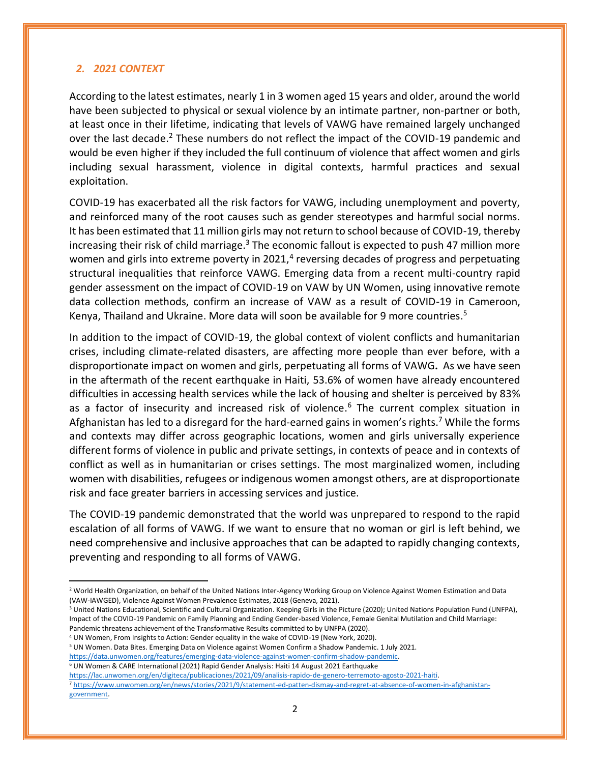## *2. 2021 CONTEXT*

According to the latest estimates, nearly 1 in 3 women aged 15 years and older, around the world have been subjected to physical or sexual violence by an intimate partner, non-partner or both, at least once in their lifetime, indicating that levels of VAWG have remained largely unchanged over the last decade.[2] These numbers do not reflect the impact of the COVID-19 pandemic and would be even higher if they included the full continuum of violence that affect women and girls including sexual harassment, violence in digital contexts, harmful practices and sexual exploitation.

COVID-19 has exacerbated all the risk factors for VAWG, including unemployment and poverty, and reinforced many of the root causes such as gender stereotypes and harmful social norms. It has been estimated that 11 million girls may not return to school because of COVID-19, thereby increasing their risk of child marriage.[3] The economic fallout is expected to push 47 million more women and girls into extreme poverty in 2021,[4] reversing decades of progress and perpetuating structural inequalities that reinforce VAWG. Emerging data from a recent multi-country rapid gender assessment on the impact of COVID-19 on VAW by UN Women, using innovative remote data collection methods, confirm an increase of VAW as a result of COVID-19 in Cameroon, Kenya, Thailand and Ukraine. More data will soon be available for 9 more countries.[5]

In addition to the impact of COVID-19, the global context of violent conflicts and humanitarian crises, including climate-related disasters, are affecting more people than ever before, with a disproportionate impact on women and girls, perpetuating all forms of VAWG**.** As we have seen in the aftermath of the recent earthquake in Haiti, 53.6% of women have already encountered difficulties in accessing health services while the lack of housing and shelter is perceived by 83% as a factor of insecurity and increased risk of violence.[6] The current complex situation in Afghanistan has led to a disregard for the hard-earned gains in women's rights.[7] While the forms and contexts may differ across geographic locations, women and girls universally experience different forms of violence in public and private settings, in contexts of peace and in contexts of conflict as well as in humanitarian or crises settings. The most marginalized women, including women with disabilities, refugees or indigenous women amongst others, are at disproportionate risk and face greater barriers in accessing services and justice.

The COVID-19 pandemic demonstrated that the world was unprepared to respond to the rapid escalation of all forms of VAWG. If we want to ensure that no woman or girl is left behind, we need comprehensive and inclusive approaches that can be adapted to rapidly changing contexts, preventing and responding to all forms of VAWG.

---

[2] World Health Organization, on behalf of the United Nations Inter-Agency Working Group on Violence Against Women Estimation and Data (VAW-IAWGED), Violence Against Women Prevalence Estimates, 2018 (Geneva, 2021).

[3] United Nations Educational, Scientific and Cultural Organization. Keeping Girls in the Picture (2020); United Nations Population Fund (UNFPA), Impact of the COVID-19 Pandemic on Family Planning and Ending Gender-based Violence, Female Genital Mutilation and Child Marriage: Pandemic threatens achievement of the Transformative Results committed to by UNFPA (2020).

[4] UN Women, From Insights to Action: Gender equality in the wake of COVID-19 (New York, 2020).

[5] UN Women. Data Bites. Emerging Data on Violence against Women Confirm a Shadow Pandemic. 1 July 2021. https://data.unwomen.org/features/emerging-data-violence-against-women-confirm-shadow-pandemic.

[6] UN Women & CARE International (2021) Rapid Gender Analysis: Haiti 14 August 2021 Earthquake https://lac.unwomen.org/en/digiteca/publicaciones/2021/09/analisis-rapido-de-genero-terremoto-agosto-2021-haiti.

[7] https://www.unwomen.org/en/news/stories/2021/9/statement-ed-patten-dismay-and-regret-at-absence-of-women-in-afghanistan-government.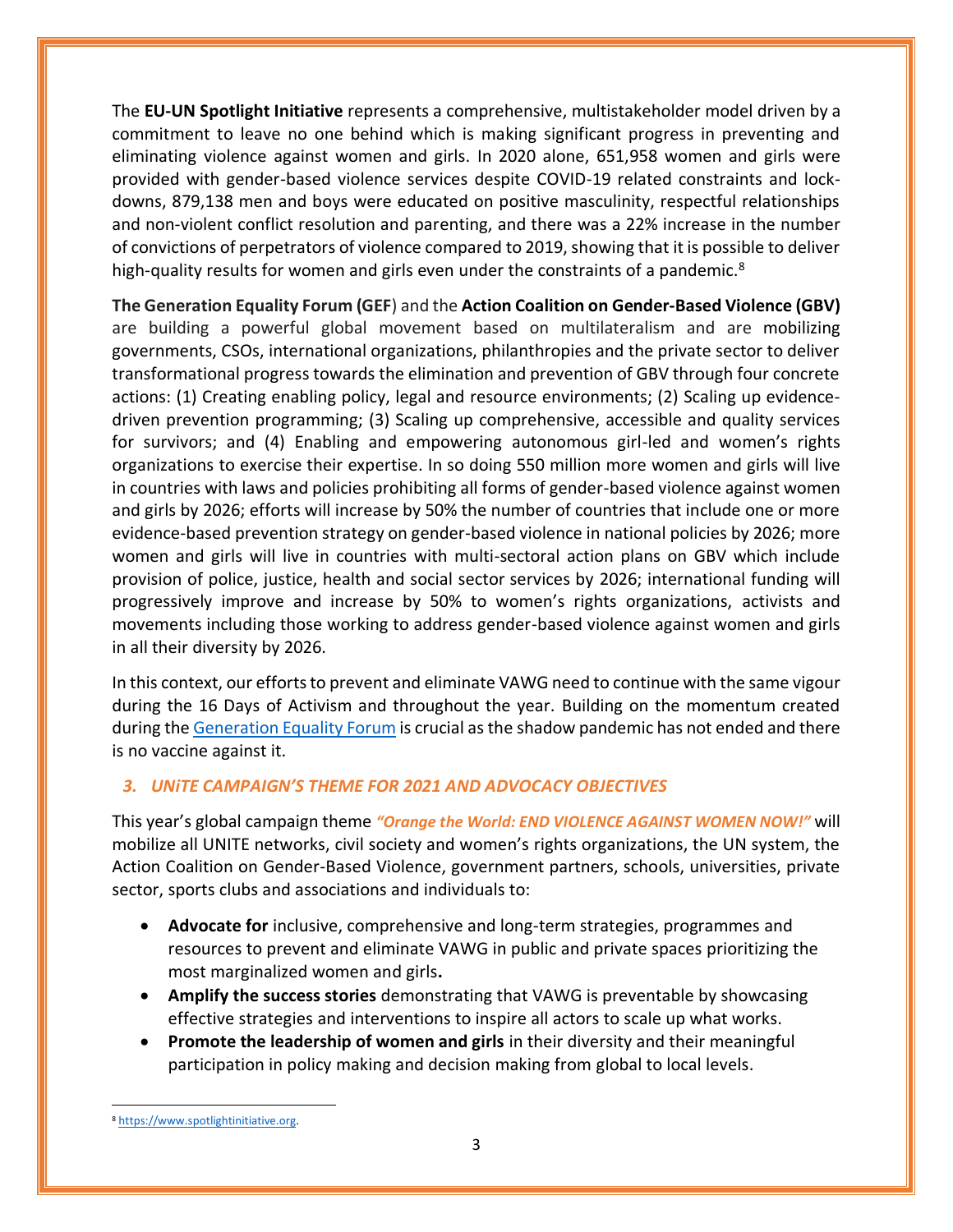The **EU-UN Spotlight Initiative** represents a comprehensive, multistakeholder model driven by a commitment to leave no one behind which is making significant progress in preventing and eliminating violence against women and girls. In 2020 alone, 651,958 women and girls were provided with gender-based violence services despite COVID-19 related constraints and lock-downs, 879,138 men and boys were educated on positive masculinity, respectful relationships and non-violent conflict resolution and parenting, and there was a 22% increase in the number of convictions of perpetrators of violence compared to 2019, showing that it is possible to deliver high-quality results for women and girls even under the constraints of a pandemic.[8]

**The Generation Equality Forum (GEF**) and the **Action Coalition on Gender-Based Violence (GBV)** are building a powerful global movement based on multilateralism and are mobilizing governments, CSOs, international organizations, philanthropies and the private sector to deliver transformational progress towards the elimination and prevention of GBV through four concrete actions: (1) Creating enabling policy, legal and resource environments; (2) Scaling up evidence-driven prevention programming; (3) Scaling up comprehensive, accessible and quality services for survivors; and (4) Enabling and empowering autonomous girl-led and women's rights organizations to exercise their expertise. In so doing 550 million more women and girls will live in countries with laws and policies prohibiting all forms of gender-based violence against women and girls by 2026; efforts will increase by 50% the number of countries that include one or more evidence-based prevention strategy on gender-based violence in national policies by 2026; more women and girls will live in countries with multi-sectoral action plans on GBV which include provision of police, justice, health and social sector services by 2026; international funding will progressively improve and increase by 50% to women's rights organizations, activists and movements including those working to address gender-based violence against women and girls in all their diversity by 2026.

In this context, our efforts to prevent and eliminate VAWG need to continue with the same vigour during the 16 Days of Activism and throughout the year. Building on the momentum created during the [Generation Equality Forum] is crucial as the shadow pandemic has not ended and there is no vaccine against it.

### *3. UNiTE CAMPAIGN'S THEME FOR 2021 AND ADVOCACY OBJECTIVES*

This year's global campaign theme ***"Orange the World: END VIOLENCE AGAINST WOMEN NOW!"*** will mobilize all UNITE networks, civil society and women's rights organizations, the UN system, the Action Coalition on Gender-Based Violence, government partners, schools, universities, private sector, sports clubs and associations and individuals to:

- **Advocate for** inclusive, comprehensive and long-term strategies, programmes and resources to prevent and eliminate VAWG in public and private spaces prioritizing the most marginalized women and girls**.**
- **Amplify the success stories** demonstrating that VAWG is preventable by showcasing effective strategies and interventions to inspire all actors to scale up what works.
- **Promote the leadership of women and girls** in their diversity and their meaningful participation in policy making and decision making from global to local levels.

[8] https://www.spotlightinitiative.org.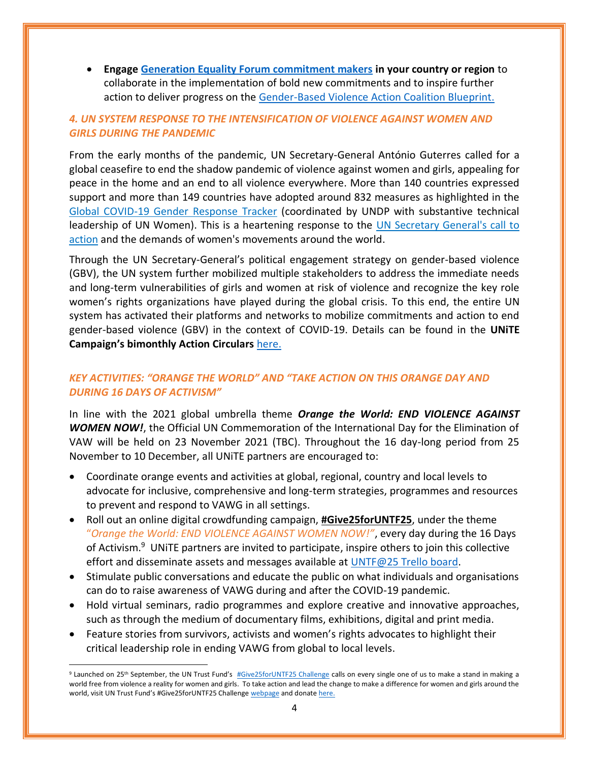- **Engage Generation Equality Forum commitment makers in your country or region** to collaborate in the implementation of bold new commitments and to inspire further action to deliver progress on the Gender-Based Violence Action Coalition Blueprint.

### *4. UN SYSTEM RESPONSE TO THE INTENSIFICATION OF VIOLENCE AGAINST WOMEN AND GIRLS DURING THE PANDEMIC*

From the early months of the pandemic, UN Secretary-General António Guterres called for a global ceasefire to end the shadow pandemic of violence against women and girls, appealing for peace in the home and an end to all violence everywhere. More than 140 countries expressed support and more than 149 countries have adopted around 832 measures as highlighted in the Global COVID-19 Gender Response Tracker (coordinated by UNDP with substantive technical leadership of UN Women). This is a heartening response to the UN Secretary General's call to action and the demands of women's movements around the world.

Through the UN Secretary-General's political engagement strategy on gender-based violence (GBV), the UN system further mobilized multiple stakeholders to address the immediate needs and long-term vulnerabilities of girls and women at risk of violence and recognize the key role women's rights organizations have played during the global crisis. To this end, the entire UN system has activated their platforms and networks to mobilize commitments and action to end gender-based violence (GBV) in the context of COVID-19. Details can be found in the **UNiTE Campaign's bimonthly Action Circulars** here.

### *KEY ACTIVITIES: "ORANGE THE WORLD" AND "TAKE ACTION ON THIS ORANGE DAY AND DURING 16 DAYS OF ACTIVISM"*

In line with the 2021 global umbrella theme ***Orange the World: END VIOLENCE AGAINST WOMEN NOW!***, the Official UN Commemoration of the International Day for the Elimination of VAW will be held on 23 November 2021 (TBC). Throughout the 16 day-long period from 25 November to 10 December, all UNiTE partners are encouraged to:

- Coordinate orange events and activities at global, regional, country and local levels to advocate for inclusive, comprehensive and long-term strategies, programmes and resources to prevent and respond to VAWG in all settings.
- Roll out an online digital crowdfunding campaign, **#Give25forUNTF25**, under the theme "*Orange the World: END VIOLENCE AGAINST WOMEN NOW!"*, every day during the 16 Days of Activism.[9] UNiTE partners are invited to participate, inspire others to join this collective effort and disseminate assets and messages available at UNTF@25 Trello board.
- Stimulate public conversations and educate the public on what individuals and organisations can do to raise awareness of VAWG during and after the COVID-19 pandemic.
- Hold virtual seminars, radio programmes and explore creative and innovative approaches, such as through the medium of documentary films, exhibitions, digital and print media.
- Feature stories from survivors, activists and women's rights advocates to highlight their critical leadership role in ending VAWG from global to local levels.

---

[9] Launched on 25th September, the UN Trust Fund's #Give25forUNTF25 Challenge calls on every single one of us to make a stand in making a world free from violence a reality for women and girls. To take action and lead the change to make a difference for women and girls around the world, visit UN Trust Fund's #Give25forUNTF25 Challenge webpage and donate here.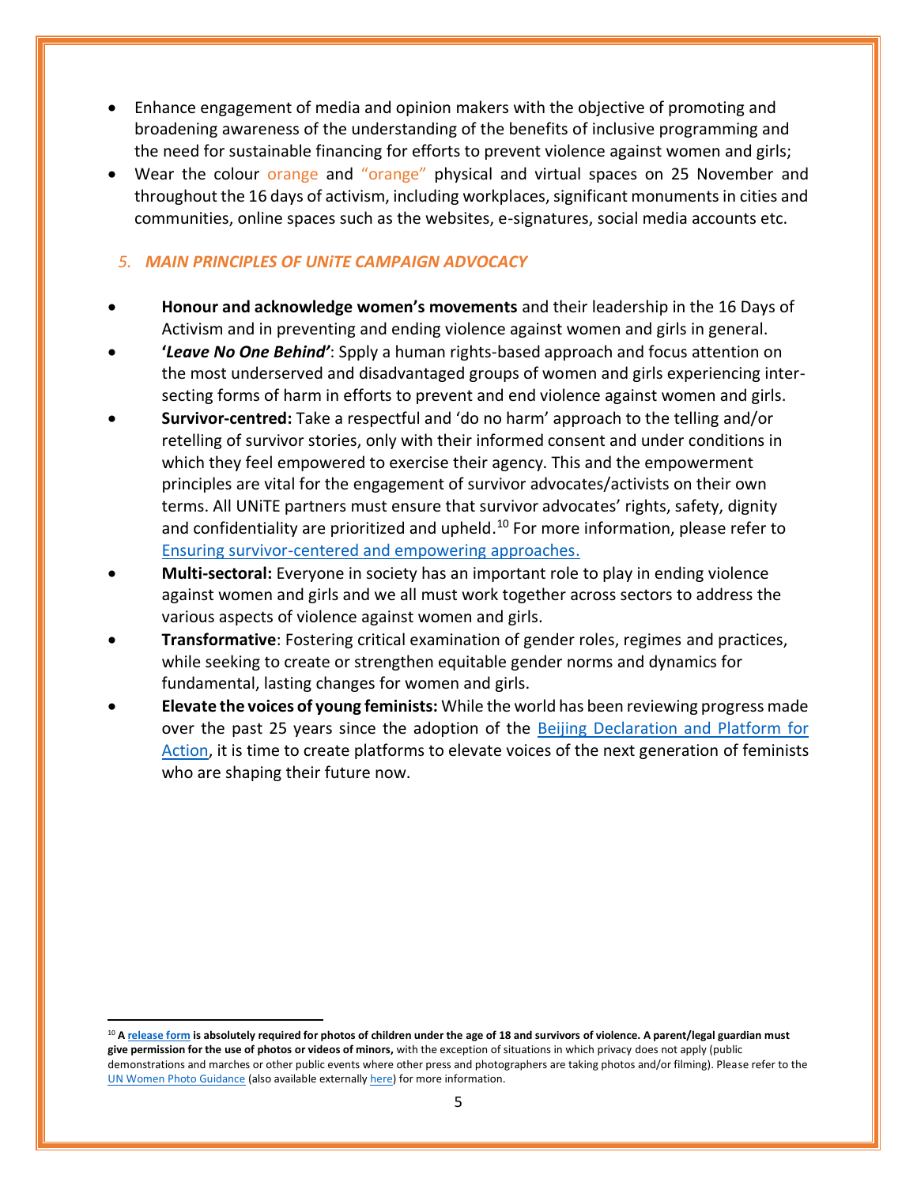- Enhance engagement of media and opinion makers with the objective of promoting and broadening awareness of the understanding of the benefits of inclusive programming and the need for sustainable financing for efforts to prevent violence against women and girls;
- Wear the colour orange and "orange" physical and virtual spaces on 25 November and throughout the 16 days of activism, including workplaces, significant monuments in cities and communities, online spaces such as the websites, e-signatures, social media accounts etc.

### *5. MAIN PRINCIPLES OF UNiTE CAMPAIGN ADVOCACY*

- **Honour and acknowledge women's movements** and their leadership in the 16 Days of Activism and in preventing and ending violence against women and girls in general.
- **'*Leave No One Behind*'**: Spply a human rights-based approach and focus attention on the most underserved and disadvantaged groups of women and girls experiencing inter-secting forms of harm in efforts to prevent and end violence against women and girls.
- **Survivor-centred:** Take a respectful and 'do no harm' approach to the telling and/or retelling of survivor stories, only with their informed consent and under conditions in which they feel empowered to exercise their agency. This and the empowerment principles are vital for the engagement of survivor advocates/activists on their own terms. All UNiTE partners must ensure that survivor advocates' rights, safety, dignity and confidentiality are prioritized and upheld.[10] For more information, please refer to Ensuring survivor-centered and empowering approaches.
- **Multi-sectoral:** Everyone in society has an important role to play in ending violence against women and girls and we all must work together across sectors to address the various aspects of violence against women and girls.
- **Transformative**: Fostering critical examination of gender roles, regimes and practices, while seeking to create or strengthen equitable gender norms and dynamics for fundamental, lasting changes for women and girls.
- **Elevate the voices of young feminists:** While the world has been reviewing progress made over the past 25 years since the adoption of the Beijing Declaration and Platform for Action, it is time to create platforms to elevate voices of the next generation of feminists who are shaping their future now.

---

[10] **A release form is absolutely required for photos of children under the age of 18 and survivors of violence. A parent/legal guardian must give permission for the use of photos or videos of minors,** with the exception of situations in which privacy does not apply (public demonstrations and marches or other public events where other press and photographers are taking photos and/or filming). Please refer to the UN Women Photo Guidance (also available externally here) for more information.